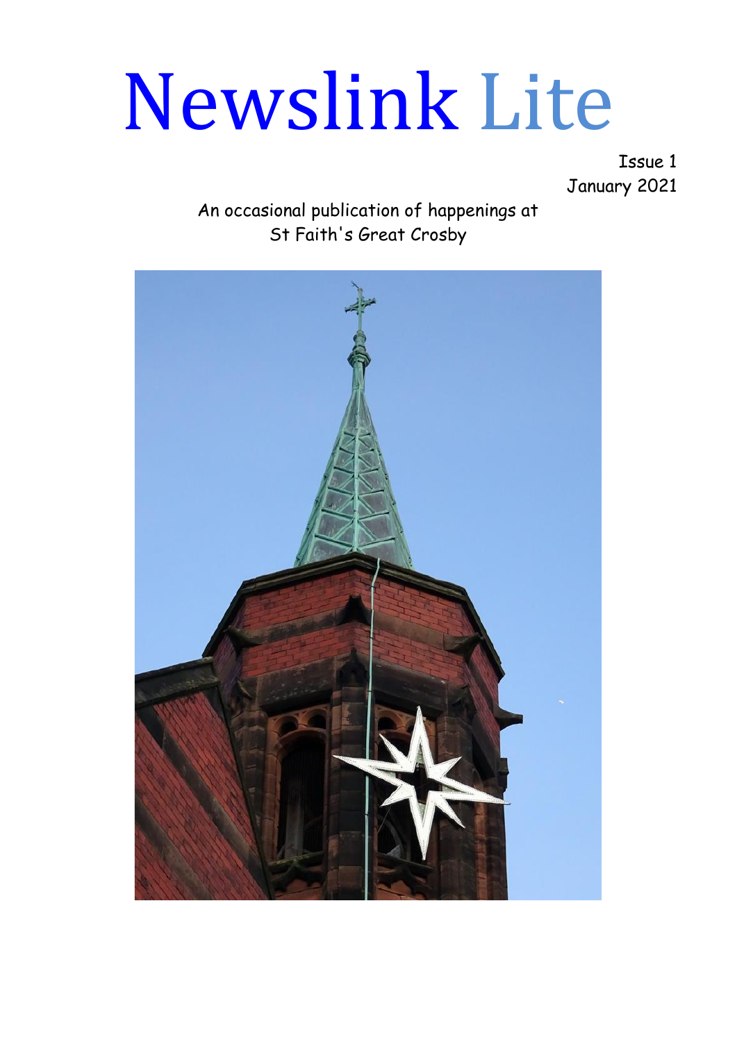# Newslink Lite

Issue 1
January 2021

An occasional publication of happenings at
St Faith's Great Crosby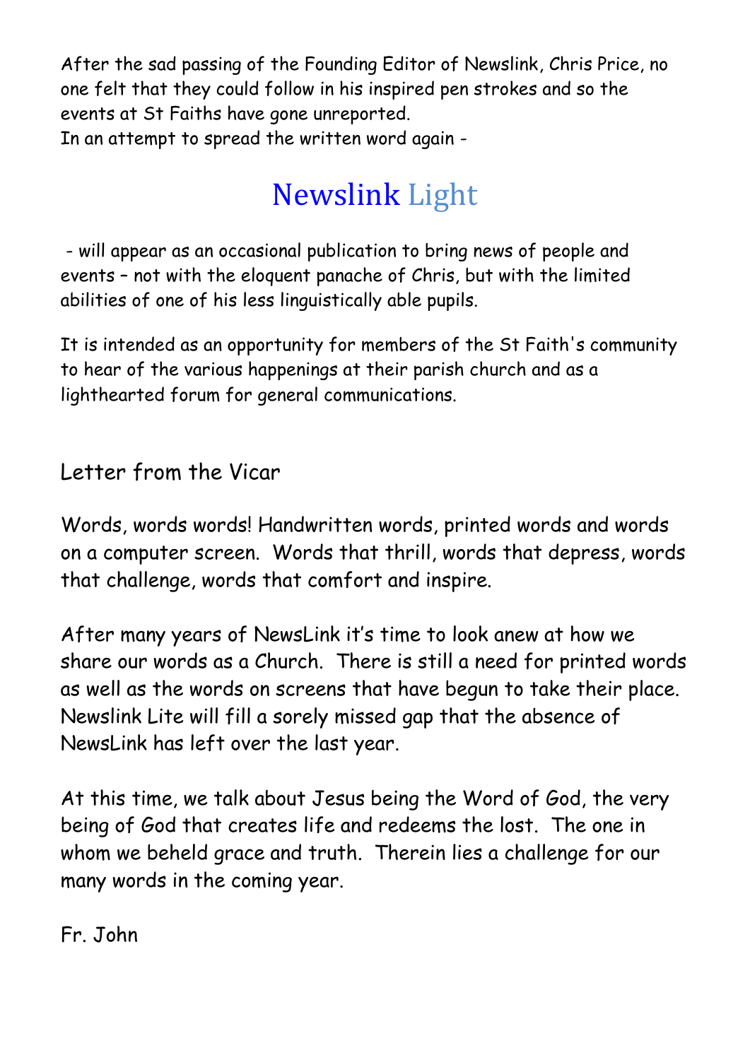After the sad passing of the Founding Editor of Newslink, Chris Price, no one felt that they could follow in his inspired pen strokes and so the events at St Faiths have gone unreported.
In an attempt to spread the written word again -

# Newslink Light

- will appear as an occasional publication to bring news of people and events – not with the eloquent panache of Chris, but with the limited abilities of one of his less linguistically able pupils.

It is intended as an opportunity for members of the St Faith's community to hear of the various happenings at their parish church and as a lighthearted forum for general communications.

## Letter from the Vicar

Words, words words! Handwritten words, printed words and words on a computer screen. Words that thrill, words that depress, words that challenge, words that comfort and inspire.

After many years of NewsLink it's time to look anew at how we share our words as a Church. There is still a need for printed words as well as the words on screens that have begun to take their place. Newslink Lite will fill a sorely missed gap that the absence of NewsLink has left over the last year.

At this time, we talk about Jesus being the Word of God, the very being of God that creates life and redeems the lost. The one in whom we beheld grace and truth. Therein lies a challenge for our many words in the coming year.

Fr. John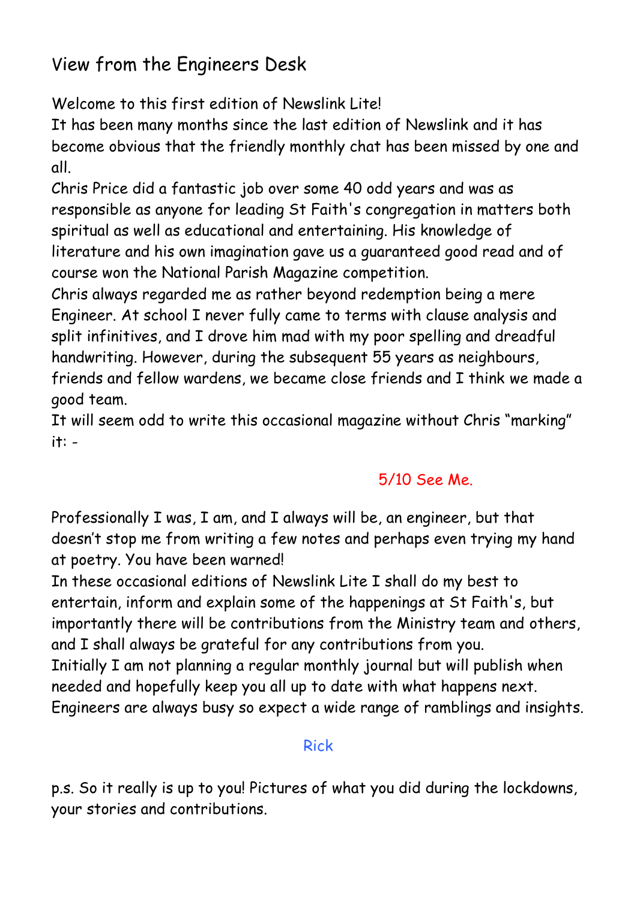# View from the Engineers Desk

Welcome to this first edition of Newslink Lite!
It has been many months since the last edition of Newslink and it has become obvious that the friendly monthly chat has been missed by one and all.
Chris Price did a fantastic job over some 40 odd years and was as responsible as anyone for leading St Faith's congregation in matters both spiritual as well as educational and entertaining. His knowledge of literature and his own imagination gave us a guaranteed good read and of course won the National Parish Magazine competition.
Chris always regarded me as rather beyond redemption being a mere Engineer. At school I never fully came to terms with clause analysis and split infinitives, and I drove him mad with my poor spelling and dreadful handwriting. However, during the subsequent 55 years as neighbours, friends and fellow wardens, we became close friends and I think we made a good team.
It will seem odd to write this occasional magazine without Chris "marking" it: -

5/10 See Me.

Professionally I was, I am, and I always will be, an engineer, but that doesn't stop me from writing a few notes and perhaps even trying my hand at poetry. You have been warned!
In these occasional editions of Newslink Lite I shall do my best to entertain, inform and explain some of the happenings at St Faith's, but importantly there will be contributions from the Ministry team and others, and I shall always be grateful for any contributions from you.
Initially I am not planning a regular monthly journal but will publish when needed and hopefully keep you all up to date with what happens next.
Engineers are always busy so expect a wide range of ramblings and insights.

Rick

p.s. So it really is up to you! Pictures of what you did during the lockdowns, your stories and contributions.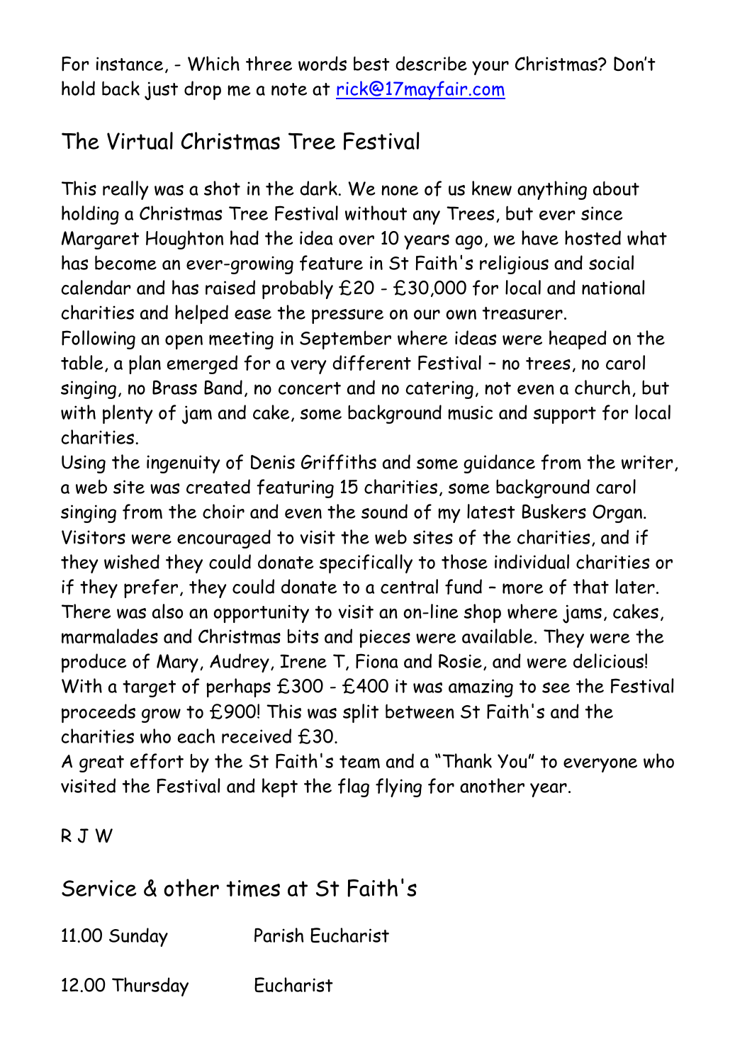For instance, - Which three words best describe your Christmas? Don't hold back just drop me a note at [rick@17mayfair.com](mailto:rick@17mayfair.com)

## The Virtual Christmas Tree Festival

This really was a shot in the dark. We none of us knew anything about holding a Christmas Tree Festival without any Trees, but ever since Margaret Houghton had the idea over 10 years ago, we have hosted what has become an ever-growing feature in St Faith's religious and social calendar and has raised probably £20 - £30,000 for local and national charities and helped ease the pressure on our own treasurer.
Following an open meeting in September where ideas were heaped on the table, a plan emerged for a very different Festival – no trees, no carol singing, no Brass Band, no concert and no catering, not even a church, but with plenty of jam and cake, some background music and support for local charities.
Using the ingenuity of Denis Griffiths and some guidance from the writer, a web site was created featuring 15 charities, some background carol singing from the choir and even the sound of my latest Buskers Organ.
Visitors were encouraged to visit the web sites of the charities, and if they wished they could donate specifically to those individual charities or if they prefer, they could donate to a central fund – more of that later.
There was also an opportunity to visit an on-line shop where jams, cakes, marmalades and Christmas bits and pieces were available. They were the produce of Mary, Audrey, Irene T, Fiona and Rosie, and were delicious!
With a target of perhaps £300 - £400 it was amazing to see the Festival proceeds grow to £900! This was split between St Faith's and the charities who each received £30.
A great effort by the St Faith's team and a "Thank You" to everyone who visited the Festival and kept the flag flying for another year.

R J W

## Service & other times at St Faith's

| | |
|---|---|
| 11.00 Sunday | Parish Eucharist |
| 12.00 Thursday | Eucharist |